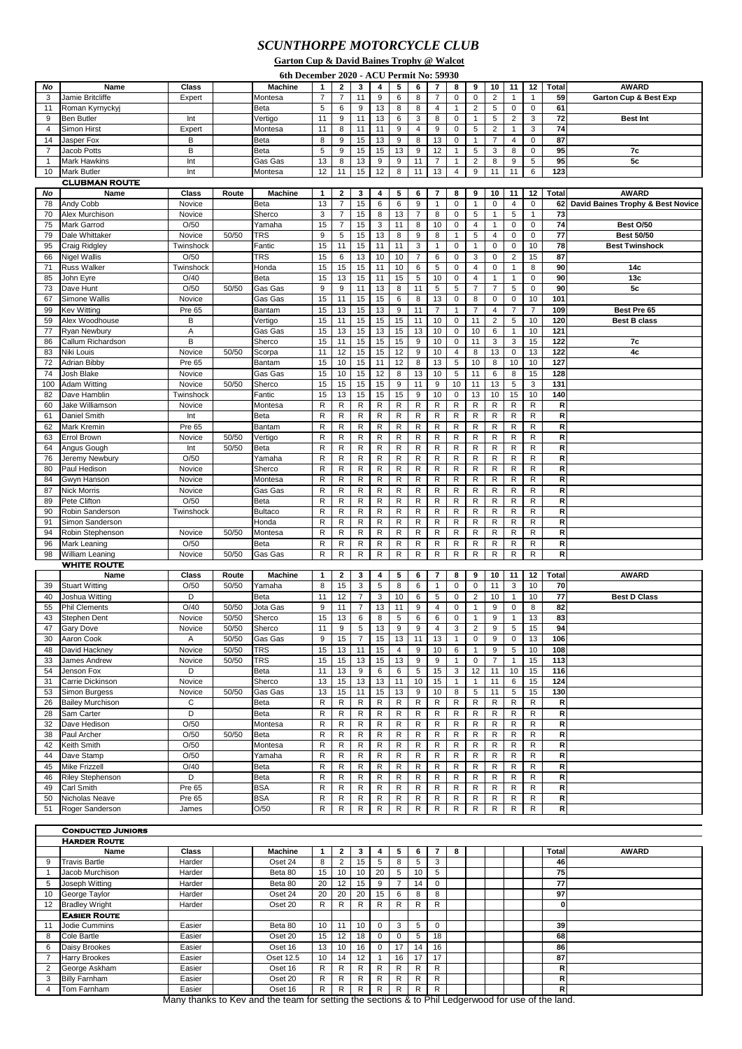# SCUNTHORPE MOTORCYCLE CLUB

**Garton Cup & David Baines Trophy @ Walcot**

**6th December 2020 - ACU Permit No: 59930**

| No | Name | Class | | Machine | 1 | 2 | 3 | 4 | 5 | 6 | 7 | 8 | 9 | 10 | 11 | 12 | Total | AWARD |
|---|---|---|---|---|---|---|---|---|---|---|---|---|---|---|---|---|---|---|
| 3 | Jamie Britcliffe | Expert | | Montesa | 7 | 7 | 11 | 9 | 6 | 8 | 7 | 0 | 0 | 2 | 1 | 1 | 59 | Garton Cup & Best Exp |
| 11 | Roman Kyrnyckyj | | | Beta | 5 | 6 | 9 | 13 | 8 | 8 | 4 | 1 | 2 | 5 | 0 | 0 | 61 | |
| 9 | Ben Butler | Int | | Vertigo | 11 | 9 | 11 | 13 | 6 | 3 | 8 | 0 | 1 | 5 | 2 | 3 | 72 | Best Int |
| 4 | Simon Hirst | Expert | | Montesa | 11 | 8 | 11 | 11 | 9 | 4 | 9 | 0 | 5 | 2 | 1 | 3 | 74 | |
| 14 | Jasper Fox | B | | Beta | 8 | 9 | 15 | 13 | 9 | 8 | 13 | 0 | 1 | 7 | 4 | 0 | 87 | |
| 7 | Jacob Potts | B | | Beta | 5 | 9 | 15 | 15 | 13 | 9 | 12 | 1 | 5 | 3 | 8 | 0 | 95 | 7c |
| 1 | Mark Hawkins | Int | | Gas Gas | 13 | 8 | 13 | 9 | 9 | 11 | 7 | 1 | 2 | 8 | 9 | 5 | 95 | 5c |
| 10 | Mark Butler | Int | | Montesa | 12 | 11 | 15 | 12 | 8 | 11 | 13 | 4 | 9 | 11 | 11 | 6 | 123 | |

## CLUBMAN ROUTE

| No | Name | Class | Route | Machine | 1 | 2 | 3 | 4 | 5 | 6 | 7 | 8 | 9 | 10 | 11 | 12 | Total | AWARD |
|---|---|---|---|---|---|---|---|---|---|---|---|---|---|---|---|---|---|---|
| 78 | Andy Cobb | Novice | | Beta | 13 | 7 | 15 | 6 | 6 | 9 | 1 | 0 | 1 | 0 | 4 | 0 | 62 | David Baines Trophy & Best Novice |
| 70 | Alex Murchison | Novice | | Sherco | 3 | 7 | 15 | 8 | 13 | 7 | 8 | 0 | 5 | 1 | 5 | 1 | 73 | |
| 75 | Mark Garrod | O/50 | | Yamaha | 15 | 7 | 15 | 3 | 11 | 8 | 10 | 0 | 4 | 1 | 0 | 0 | 74 | Best O/50 |
| 79 | Dale Whittaker | Novice | 50/50 | TRS | 9 | 5 | 15 | 13 | 8 | 9 | 8 | 1 | 5 | 4 | 0 | 0 | 77 | Best 50/50 |
| 95 | Craig Ridgley | Twinshock | | Fantic | 15 | 11 | 15 | 11 | 11 | 3 | 1 | 0 | 1 | 0 | 0 | 10 | 78 | Best Twinshock |
| 66 | Nigel Wallis | O/50 | | TRS | 15 | 6 | 13 | 10 | 10 | 7 | 6 | 0 | 3 | 0 | 2 | 15 | 87 | |
| 71 | Russ Walker | Twinshock | | Honda | 15 | 15 | 15 | 11 | 10 | 6 | 5 | 0 | 4 | 0 | 1 | 8 | 90 | 14c |
| 85 | John Eyre | O/40 | | Beta | 15 | 13 | 15 | 11 | 15 | 5 | 10 | 0 | 4 | 1 | 1 | 0 | 90 | 13c |
| 73 | Dave Hunt | O/50 | 50/50 | Gas Gas | 9 | 9 | 11 | 13 | 8 | 11 | 5 | 5 | 7 | 7 | 5 | 0 | 90 | 5c |
| 67 | Simone Wallis | Novice | | Gas Gas | 15 | 11 | 15 | 15 | 6 | 8 | 13 | 0 | 8 | 0 | 0 | 10 | 101 | |
| 99 | Kev Witting | Pre 65 | | Bantam | 15 | 13 | 15 | 13 | 9 | 11 | 7 | 1 | 7 | 4 | 7 | 7 | 109 | Best Pre 65 |
| 59 | Alex Woodhouse | B | | Vertigo | 15 | 11 | 15 | 15 | 15 | 11 | 10 | 0 | 11 | 2 | 5 | 10 | 120 | Best B class |
| 77 | Ryan Newbury | A | | Gas Gas | 15 | 13 | 15 | 13 | 15 | 13 | 10 | 0 | 10 | 6 | 1 | 10 | 121 | |
| 86 | Callum Richardson | B | | Sherco | 15 | 11 | 15 | 15 | 15 | 9 | 10 | 0 | 11 | 3 | 3 | 15 | 122 | 7c |
| 83 | Niki Louis | Novice | 50/50 | Scorpa | 11 | 12 | 15 | 15 | 12 | 9 | 10 | 4 | 8 | 13 | 0 | 13 | 122 | 4c |
| 72 | Adrian Bibby | Pre 65 | | Bantam | 15 | 10 | 15 | 11 | 12 | 8 | 13 | 5 | 10 | 8 | 10 | 10 | 127 | |
| 74 | Josh Blake | Novice | | Gas Gas | 15 | 10 | 15 | 12 | 8 | 13 | 10 | 5 | 11 | 6 | 8 | 15 | 128 | |
| 100 | Adam Witting | Novice | 50/50 | Sherco | 15 | 15 | 15 | 15 | 9 | 11 | 9 | 10 | 11 | 13 | 5 | 3 | 131 | |
| 82 | Dave Hamblin | Twinshock | | Fantic | 15 | 13 | 15 | 15 | 15 | 9 | 10 | 0 | 13 | 10 | 15 | 10 | 140 | |
| 60 | Jake Williamson | Novice | | Montesa | R | R | R | R | R | R | R | R | R | R | R | R | R | |
| 61 | Daniel Smith | Int | | Beta | R | R | R | R | R | R | R | R | R | R | R | R | R | |
| 62 | Mark Kremin | Pre 65 | | Bantam | R | R | R | R | R | R | R | R | R | R | R | R | R | |
| 63 | Errol Brown | Novice | 50/50 | Vertigo | R | R | R | R | R | R | R | R | R | R | R | R | R | |
| 64 | Angus Gough | Int | 50/50 | Beta | R | R | R | R | R | R | R | R | R | R | R | R | R | |
| 76 | Jeremy Newbury | O/50 | | Yamaha | R | R | R | R | R | R | R | R | R | R | R | R | R | |
| 80 | Paul Hedison | Novice | | Sherco | R | R | R | R | R | R | R | R | R | R | R | R | R | |
| 84 | Gwyn Hanson | Novice | | Montesa | R | R | R | R | R | R | R | R | R | R | R | R | R | |
| 87 | Nick Morris | Novice | | Gas Gas | R | R | R | R | R | R | R | R | R | R | R | R | R | |
| 89 | Pete Clifton | O/50 | | Beta | R | R | R | R | R | R | R | R | R | R | R | R | R | |
| 90 | Robin Sanderson | Twinshock | | Bultaco | R | R | R | R | R | R | R | R | R | R | R | R | R | |
| 91 | Simon Sanderson | | | Honda | R | R | R | R | R | R | R | R | R | R | R | R | R | |
| 94 | Robin Stephenson | Novice | 50/50 | Montesa | R | R | R | R | R | R | R | R | R | R | R | R | R | |
| 96 | Mark Leaning | O/50 | | Beta | R | R | R | R | R | R | R | R | R | R | R | R | R | |
| 98 | William Leaning | Novice | 50/50 | Gas Gas | R | R | R | R | R | R | R | R | R | R | R | R | R | |

## WHITE ROUTE

| | Name | Class | Route | Machine | 1 | 2 | 3 | 4 | 5 | 6 | 7 | 8 | 9 | 10 | 11 | 12 | Total | AWARD |
|---|---|---|---|---|---|---|---|---|---|---|---|---|---|---|---|---|---|---|
| 39 | Stuart Witting | O/50 | 50/50 | Yamaha | 8 | 15 | 3 | 5 | 8 | 6 | 1 | 0 | 0 | 11 | 3 | 10 | 70 | |
| 40 | Joshua Witting | D | | Beta | 11 | 12 | 7 | 3 | 10 | 6 | 5 | 0 | 2 | 10 | 1 | 10 | 77 | Best D Class |
| 55 | Phil Clements | O/40 | 50/50 | Jota Gas | 9 | 11 | 7 | 13 | 11 | 9 | 4 | 0 | 1 | 9 | 0 | 8 | 82 | |
| 43 | Stephen Dent | Novice | 50/50 | Sherco | 15 | 13 | 6 | 8 | 5 | 6 | 6 | 0 | 1 | 9 | 1 | 13 | 83 | |
| 47 | Gary Dove | Novice | 50/50 | Sherco | 11 | 9 | 5 | 15 | 9 | 9 | 4 | 3 | 2 | 9 | 5 | 15 | 94 | |
| 30 | Aaron Cook | A | 50/50 | Gas Gas | 9 | 15 | 7 | 15 | 13 | 11 | 13 | 1 | 0 | 9 | 0 | 13 | 106 | |
| 48 | David Hackney | Novice | 50/50 | TRS | 15 | 13 | 11 | 15 | 4 | 9 | 10 | 6 | 1 | 9 | 5 | 10 | 108 | |
| 33 | James Andrew | Novice | 50/50 | TRS | 15 | 15 | 13 | 15 | 13 | 9 | 9 | 1 | 0 | 7 | 1 | 15 | 113 | |
| 54 | Jenson Fox | D | | Beta | 11 | 13 | 9 | 6 | 6 | 5 | 15 | 3 | 12 | 11 | 10 | 15 | 116 | |
| 31 | Carrie Dickinson | Novice | | Sherco | 13 | 15 | 13 | 13 | 11 | 10 | 15 | 1 | 1 | 11 | 6 | 15 | 124 | |
| 53 | Simon Burgess | Novice | 50/50 | Gas Gas | 13 | 15 | 11 | 15 | 13 | 9 | 10 | 8 | 5 | 11 | 5 | 15 | 130 | |
| 26 | Bailey Murchison | C | | Beta | R | R | R | R | R | R | R | R | R | R | R | R | R | |
| 28 | Sam Carter | D | | Beta | R | R | R | R | R | R | R | R | R | R | R | R | R | |
| 32 | Dave Hedison | O/50 | | Montesa | R | R | R | R | R | R | R | R | R | R | R | R | R | |
| 38 | Paul Archer | O/50 | 50/50 | Beta | R | R | R | R | R | R | R | R | R | R | R | R | R | |
| 42 | Keith Smith | O/50 | | Montesa | R | R | R | R | R | R | R | R | R | R | R | R | R | |
| 44 | Dave Stamp | O/50 | | Yamaha | R | R | R | R | R | R | R | R | R | R | R | R | R | |
| 45 | Mike Frizzell | O/40 | | Beta | R | R | R | R | R | R | R | R | R | R | R | R | R | |
| 46 | Riley Stephenson | D | | Beta | R | R | R | R | R | R | R | R | R | R | R | R | R | |
| 49 | Carl Smith | Pre 65 | | BSA | R | R | R | R | R | R | R | R | R | R | R | R | R | |
| 50 | Nicholas Neave | Pre 65 | | BSA | R | R | R | R | R | R | R | R | R | R | R | R | R | |
| 51 | Roger Sanderson | James | | O/50 | R | R | R | R | R | R | R | R | R | R | R | R | R | |

## CONDUCTED JUNIORS

### HARDER ROUTE

| | Name | Class | Machine | 1 | 2 | 3 | 4 | 5 | 6 | 7 | 8 | Total | AWARD |
|---|---|---|---|---|---|---|---|---|---|---|---|---|---|
| 9 | Travis Bartle | Harder | Oset 24 | 8 | 2 | 15 | 5 | 8 | 5 | 3 | | 46 | |
| 1 | Jacob Murchison | Harder | Beta 80 | 15 | 10 | 10 | 20 | 5 | 10 | 5 | | 75 | |
| 5 | Joseph Witting | Harder | Beta 80 | 20 | 12 | 15 | 9 | 7 | 14 | 0 | | 77 | |
| 10 | George Taylor | Harder | Oset 24 | 20 | 20 | 20 | 15 | 6 | 8 | 8 | | 97 | |
| 12 | Bradley Wright | Harder | Oset 20 | R | R | R | R | R | R | R | | 0 | |

### EASIER ROUTE

| | Name | Class | Machine | 1 | 2 | 3 | 4 | 5 | 6 | 7 | 8 | Total | AWARD |
|---|---|---|---|---|---|---|---|---|---|---|---|---|---|
| 11 | Jodie Cummins | Easier | Beta 80 | 10 | 11 | 10 | 0 | 3 | 5 | 0 | | 39 | |
| 8 | Cole Bartle | Easier | Oset 20 | 15 | 12 | 18 | 0 | 0 | 5 | 18 | | 68 | |
| 6 | Daisy Brookes | Easier | Oset 16 | 13 | 10 | 16 | 0 | 17 | 14 | 16 | | 86 | |
| 7 | Harry Brookes | Easier | Oset 12.5 | 10 | 14 | 12 | 1 | 16 | 17 | 17 | | 87 | |
| 2 | George Askham | Easier | Oset 16 | R | R | R | R | R | R | R | | R | |
| 3 | Billy Farnham | Easier | Oset 20 | R | R | R | R | R | R | R | | R | |
| 4 | Tom Farnham | Easier | Oset 16 | R | R | R | R | R | R | R | | R | |

Many thanks to Kev and the team for setting the sections & to Phil Ledgerwood for use of the land.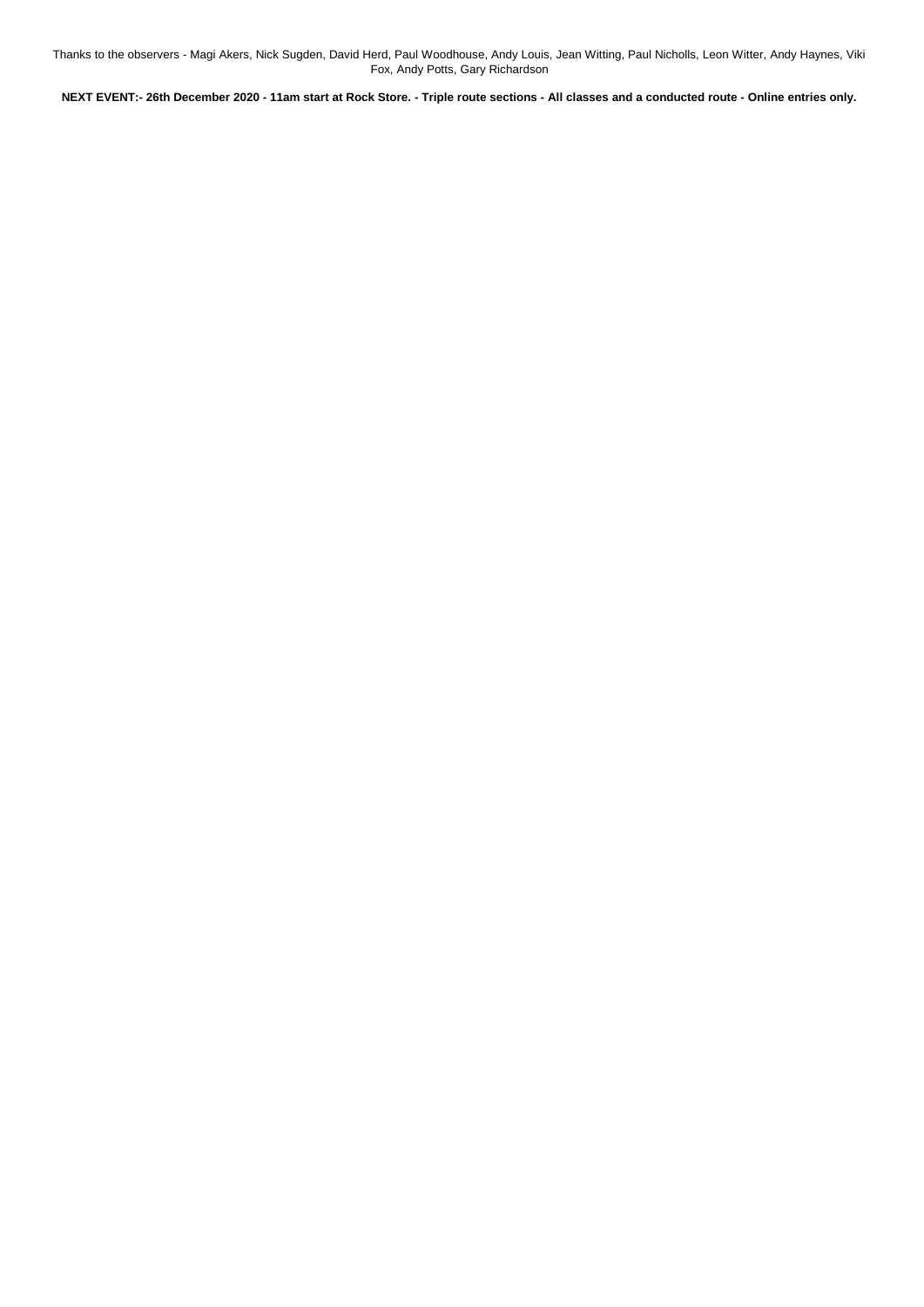Thanks to the observers - Magi Akers, Nick Sugden, David Herd, Paul Woodhouse, Andy Louis, Jean Witting, Paul Nicholls, Leon Witter, Andy Haynes, Viki Fox, Andy Potts, Gary Richardson

**NEXT EVENT:- 26th December 2020 - 11am start at Rock Store. - Triple route sections - All classes and a conducted route - Online entries only.**